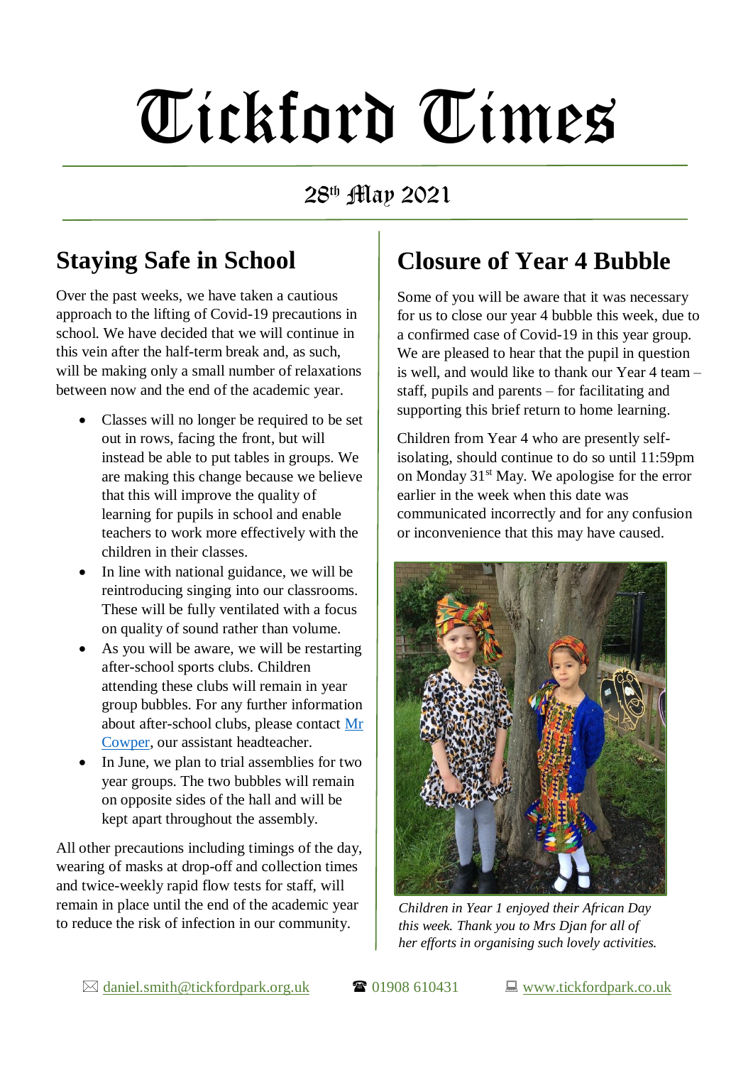# Tickford Times

28th May 2021

## Staying Safe in School

Over the past weeks, we have taken a cautious approach to the lifting of Covid-19 precautions in school. We have decided that we will continue in this vein after the half-term break and, as such, will be making only a small number of relaxations between now and the end of the academic year.

- Classes will no longer be required to be set out in rows, facing the front, but will instead be able to put tables in groups. We are making this change because we believe that this will improve the quality of learning for pupils in school and enable teachers to work more effectively with the children in their classes.
- In line with national guidance, we will be reintroducing singing into our classrooms. These will be fully ventilated with a focus on quality of sound rather than volume.
- As you will be aware, we will be restarting after-school sports clubs. Children attending these clubs will remain in year group bubbles. For any further information about after-school clubs, please contact Mr Cowper, our assistant headteacher.
- In June, we plan to trial assemblies for two year groups. The two bubbles will remain on opposite sides of the hall and will be kept apart throughout the assembly.

All other precautions including timings of the day, wearing of masks at drop-off and collection times and twice-weekly rapid flow tests for staff, will remain in place until the end of the academic year to reduce the risk of infection in our community.

## Closure of Year 4 Bubble

Some of you will be aware that it was necessary for us to close our year 4 bubble this week, due to a confirmed case of Covid-19 in this year group. We are pleased to hear that the pupil in question is well, and would like to thank our Year 4 team – staff, pupils and parents – for facilitating and supporting this brief return to home learning.

Children from Year 4 who are presently self-isolating, should continue to do so until 11:59pm on Monday 31st May. We apologise for the error earlier in the week when this date was communicated incorrectly and for any confusion or inconvenience that this may have caused.

*Children in Year 1 enjoyed their African Day this week. Thank you to Mrs Djan for all of her efforts in organising such lovely activities.*

✉ daniel.smith@tickfordpark.org.uk ☎ 01908 610431 💻 www.tickfordpark.co.uk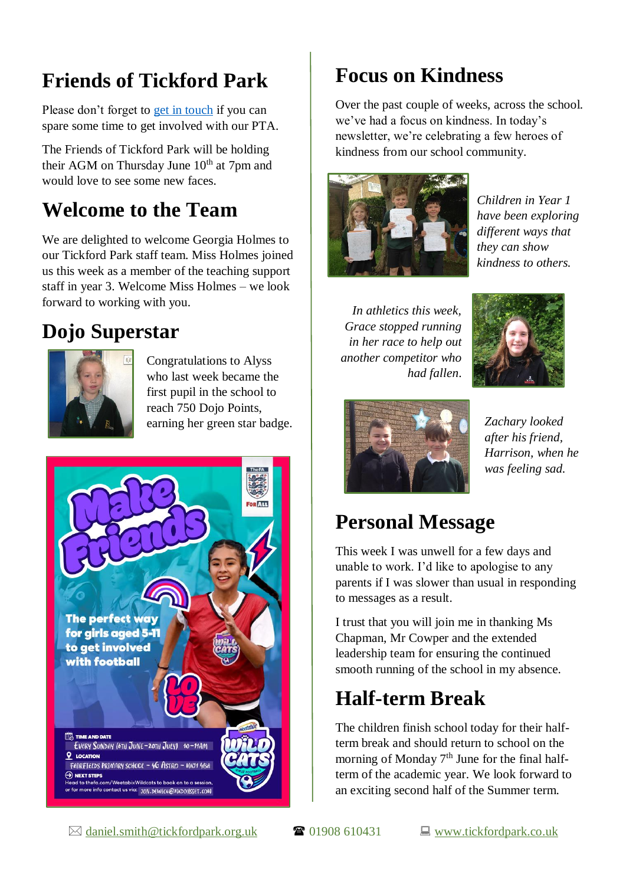# Friends of Tickford Park

Please don't forget to [get in touch](#) if you can spare some time to get involved with our PTA.

The Friends of Tickford Park will be holding their AGM on Thursday June 10th at 7pm and would love to see some new faces.

# Welcome to the Team

We are delighted to welcome Georgia Holmes to our Tickford Park staff team. Miss Holmes joined us this week as a member of the teaching support staff in year 3. Welcome Miss Holmes – we look forward to working with you.

# Dojo Superstar

Congratulations to Alyss who last week became the first pupil in the school to reach 750 Dojo Points, earning her green star badge.

Make Friends

The perfect way for girls aged 5-11 to get involved with football

LOVE

TheFA

FOR ALL

Weetabix WILDCATS GIRLS' FOOTBALL

TIME AND DATE
Every Sunday (6th June – 20th July) 10 – 11AM

LOCATION
Fairfields Primary School – 4G Astro – MK11 4BA

NEXT STEPS
Head to thefa.com/WeetabixWildcats to book on to a session, or for more info contact us via: jon.dewick@mkdons.set.com

# Focus on Kindness

Over the past couple of weeks, across the school. we've had a focus on kindness. In today's newsletter, we're celebrating a few heroes of kindness from our school community.

*Children in Year 1 have been exploring different ways that they can show kindness to others.*

*In athletics this week, Grace stopped running in her race to help out another competitor who had fallen.*

*Zachary looked after his friend, Harrison, when he was feeling sad.*

# Personal Message

This week I was unwell for a few days and unable to work. I'd like to apologise to any parents if I was slower than usual in responding to messages as a result.

I trust that you will join me in thanking Ms Chapman, Mr Cowper and the extended leadership team for ensuring the continued smooth running of the school in my absence.

# Half-term Break

The children finish school today for their half-term break and should return to school on the morning of Monday 7th June for the final half-term of the academic year. We look forward to an exciting second half of the Summer term.

✉ daniel.smith@tickfordpark.org.uk ☎ 01908 610431 🖳 www.tickfordpark.co.uk